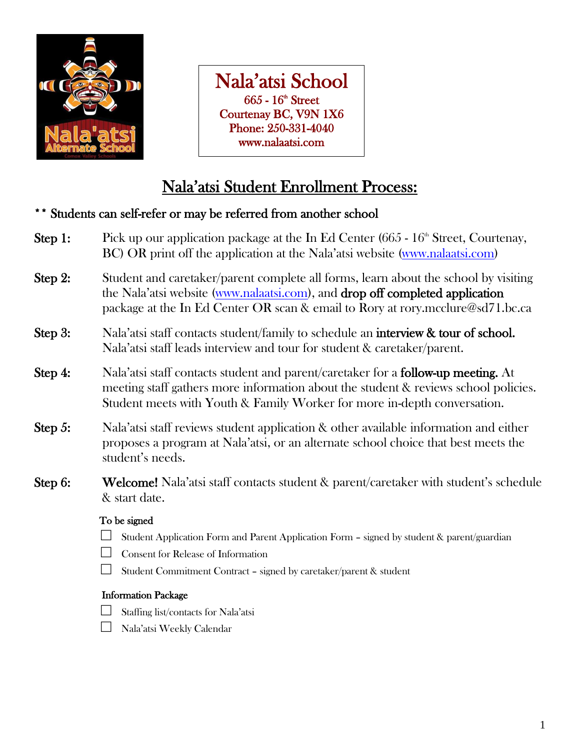**Nala'atsi School**
665 - 16th Street
Courtenay BC, V9N 1X6
Phone: 250-331-4040
www.nalaatsi.com

# Nala'atsi Student Enrollment Process:

** Students can self-refer or may be referred from another school

**Step 1:** Pick up our application package at the In Ed Center (665 - 16th Street, Courtenay, BC) OR print off the application at the Nala'atsi website (www.nalaatsi.com)

**Step 2:** Student and caretaker/parent complete all forms, learn about the school by visiting the Nala'atsi website (www.nalaatsi.com), and **drop off completed application** package at the In Ed Center OR scan & email to Rory at rory.mcclure@sd71.bc.ca

**Step 3:** Nala'atsi staff contacts student/family to schedule an **interview & tour of school.** Nala'atsi staff leads interview and tour for student & caretaker/parent.

**Step 4:** Nala'atsi staff contacts student and parent/caretaker for a **follow-up meeting.** At meeting staff gathers more information about the student & reviews school policies. Student meets with Youth & Family Worker for more in-depth conversation.

**Step 5:** Nala'atsi staff reviews student application & other available information and either proposes a program at Nala'atsi, or an alternate school choice that best meets the student's needs.

**Step 6:** **Welcome!** Nala'atsi staff contacts student & parent/caretaker with student's schedule & start date.

To be signed

- ☐ Student Application Form and Parent Application Form – signed by student & parent/guardian
- ☐ Consent for Release of Information
- ☐ Student Commitment Contract – signed by caretaker/parent & student

Information Package

- ☐ Staffing list/contacts for Nala'atsi
- ☐ Nala'atsi Weekly Calendar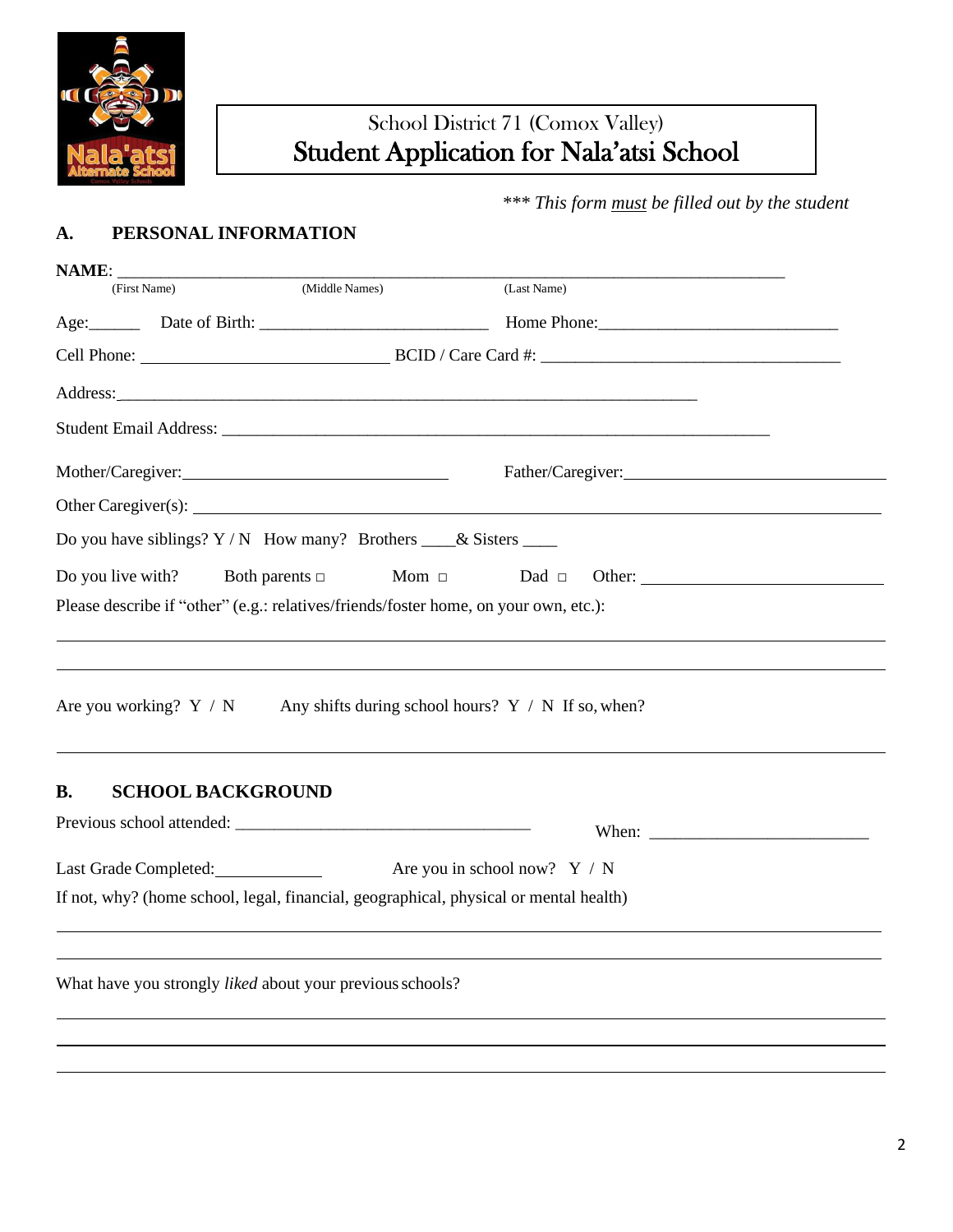School District 71 (Comox Valley)

# Student Application for Nala'atsi School

*** *This form must be filled out by the student*

## A. PERSONAL INFORMATION

**NAME**: ___________________________________________________________________________

(First Name) (Middle Names) (Last Name)

Age:______ Date of Birth: ___________________________ Home Phone:___________________________

Cell Phone: _____________________________ BCID / Care Card #: ___________________________________

Address:_____________________________________________________________________

Student Email Address: ________________________________________________________________

Mother/Caregiver:_______________________________ Father/Caregiver:______________________________

Other Caregiver(s): ____________________________________________________________________________

Do you have siblings? Y / N How many? Brothers ____& Sisters ____

Do you live with? Both parents □ Mom □ Dad □ Other: ___________________________

Please describe if "other" (e.g.: relatives/friends/foster home, on your own, etc.):

______________________________________________________________________________________________

______________________________________________________________________________________________

Are you working? Y / N Any shifts during school hours? Y / N If so, when?

______________________________________________________________________________________________

## B. SCHOOL BACKGROUND

Previous school attended: ___________________________________ When: _________________________

Last Grade Completed:____________ Are you in school now? Y / N

If not, why? (home school, legal, financial, geographical, physical or mental health)

______________________________________________________________________________________________

______________________________________________________________________________________________

What have you strongly *liked* about your previous schools?

______________________________________________________________________________________________

______________________________________________________________________________________________

______________________________________________________________________________________________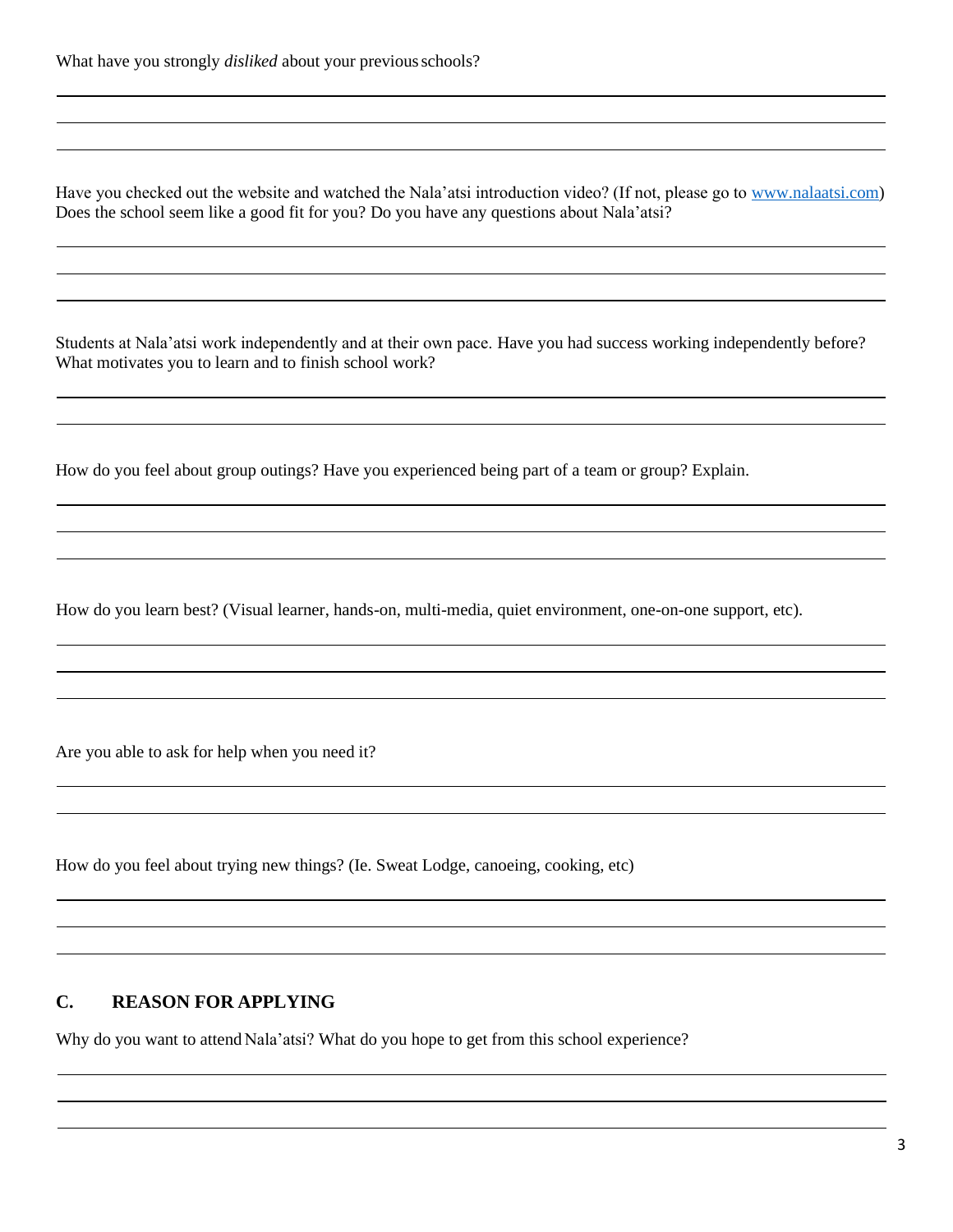What have you strongly *disliked* about your previous schools?

Have you checked out the website and watched the Nala'atsi introduction video? (If not, please go to [www.nalaatsi.com](http://www.nalaatsi.com)) Does the school seem like a good fit for you? Do you have any questions about Nala'atsi?

Students at Nala'atsi work independently and at their own pace. Have you had success working independently before? What motivates you to learn and to finish school work?

How do you feel about group outings? Have you experienced being part of a team or group? Explain.

How do you learn best? (Visual learner, hands-on, multi-media, quiet environment, one-on-one support, etc).

Are you able to ask for help when you need it?

How do you feel about trying new things? (Ie. Sweat Lodge, canoeing, cooking, etc)

## C. REASON FOR APPLYING

Why do you want to attend Nala'atsi? What do you hope to get from this school experience?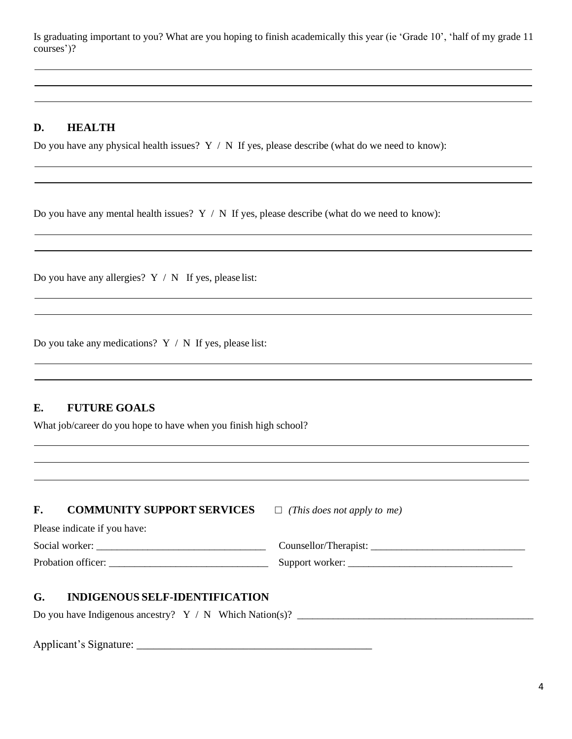Is graduating important to you? What are you hoping to finish academically this year (ie 'Grade 10', 'half of my grade 11 courses')?

___

___

___

## D. HEALTH

Do you have any physical health issues? Y / N If yes, please describe (what do we need to know):

___

___

Do you have any mental health issues? Y / N If yes, please describe (what do we need to know):

___

___

Do you have any allergies? Y / N If yes, please list:

___

___

Do you take any medications? Y / N If yes, please list:

___

___

## E. FUTURE GOALS

What job/career do you hope to have when you finish high school?

___

___

___

## F. COMMUNITY SUPPORT SERVICES ☐ *(This does not apply to me)*

Please indicate if you have:

Social worker: ________________________________ Counsellor/Therapist: ______________________________

Probation officer: _______________________________ Support worker: ________________________________

## G. INDIGENOUS SELF-IDENTIFICATION

Do you have Indigenous ancestry? Y / N Which Nation(s)? ______________________________________________

Applicant's Signature: __________________________________________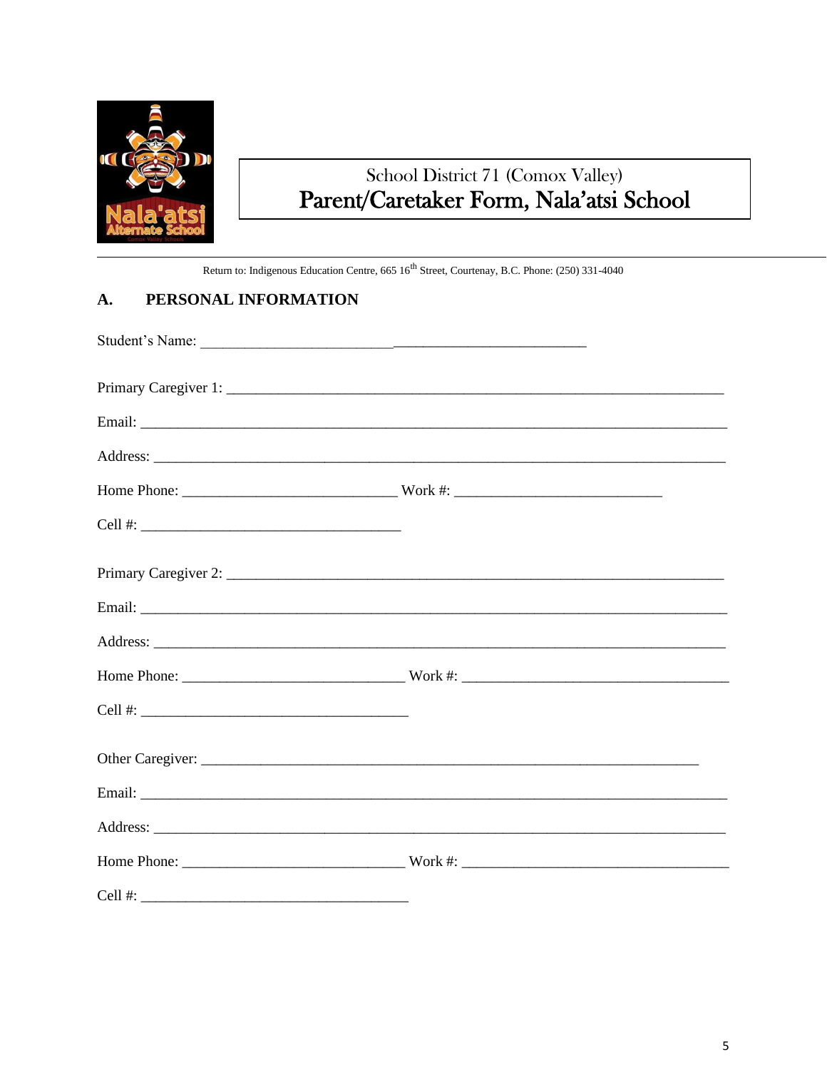School District 71 (Comox Valley)

# Parent/Caretaker Form, Nala'atsi School

Return to: Indigenous Education Centre, 665 16th Street, Courtenay, B.C. Phone: (250) 331-4040

## A. PERSONAL INFORMATION

Student's Name: ____________________________________________________

Primary Caregiver 1: ______________________________________________________________________

Email: ______________________________________________________________________________

Address: ____________________________________________________________________________

Home Phone: ____________________________ Work #: ___________________________

Cell #: __________________________________

Primary Caregiver 2: ______________________________________________________________________

Email: ______________________________________________________________________________

Address: ____________________________________________________________________________

Home Phone: ____________________________ Work #: ___________________________________

Cell #: __________________________________

Other Caregiver: _________________________________________________________________

Email: ______________________________________________________________________________

Address: ____________________________________________________________________________

Home Phone: ____________________________ Work #: ___________________________________

Cell #: __________________________________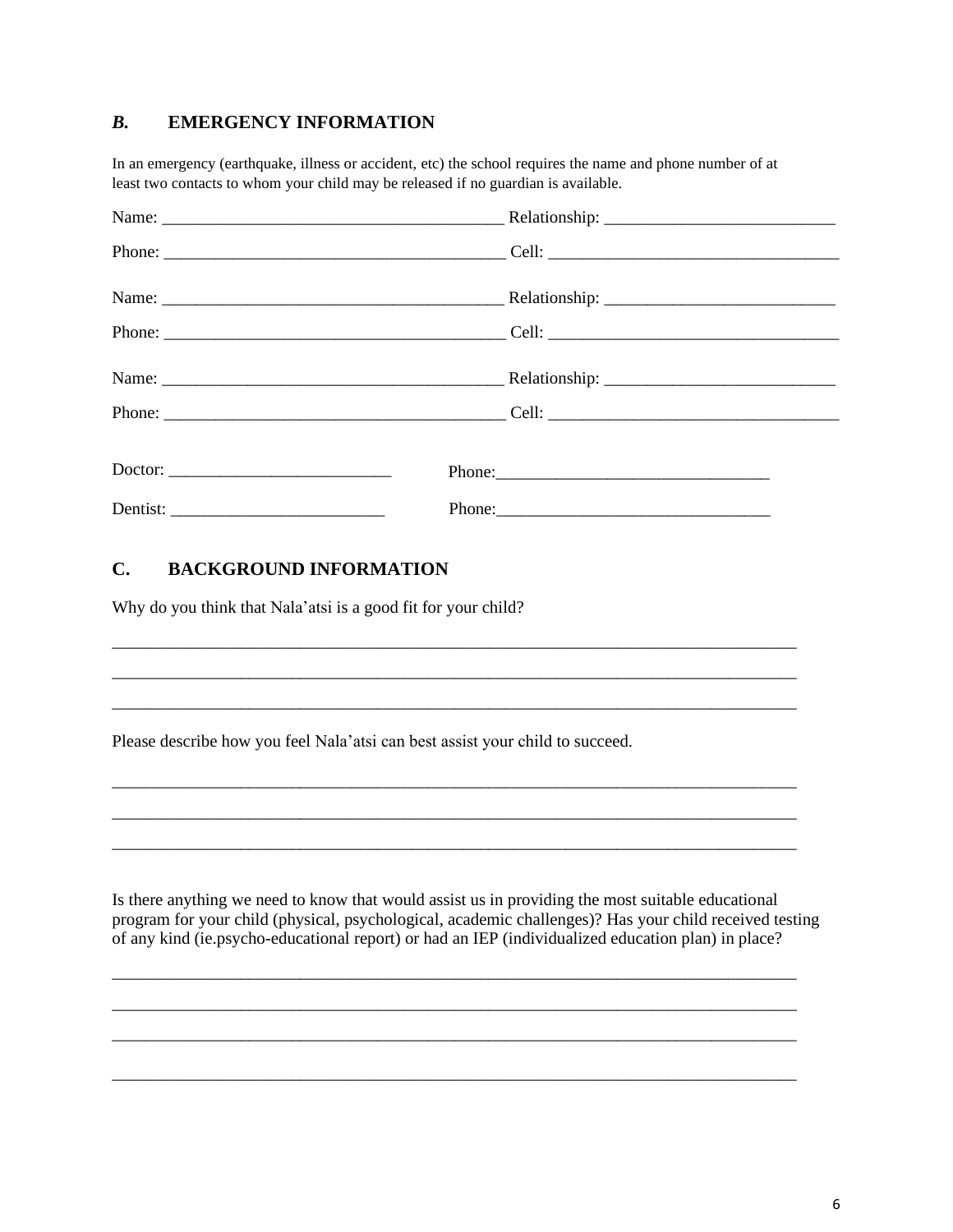## *B.* EMERGENCY INFORMATION

In an emergency (earthquake, illness or accident, etc) the school requires the name and phone number of at least two contacts to whom your child may be released if no guardian is available.

Name: ________________________________________ Relationship: __________________________

Phone: ________________________________________ Cell: ________________________________

Name: ________________________________________ Relationship: __________________________

Phone: ________________________________________ Cell: ________________________________

Name: ________________________________________ Relationship: __________________________

Phone: ________________________________________ Cell: ________________________________

Doctor: __________________________ Phone:_______________________________

Dentist: _________________________ Phone:_______________________________

## C. BACKGROUND INFORMATION

Why do you think that Nala'atsi is a good fit for your child?

________________________________________________________________________________

________________________________________________________________________________

________________________________________________________________________________

Please describe how you feel Nala'atsi can best assist your child to succeed.

________________________________________________________________________________

________________________________________________________________________________

________________________________________________________________________________

Is there anything we need to know that would assist us in providing the most suitable educational program for your child (physical, psychological, academic challenges)? Has your child received testing of any kind (ie.psycho-educational report) or had an IEP (individualized education plan) in place?

________________________________________________________________________________

________________________________________________________________________________

________________________________________________________________________________

________________________________________________________________________________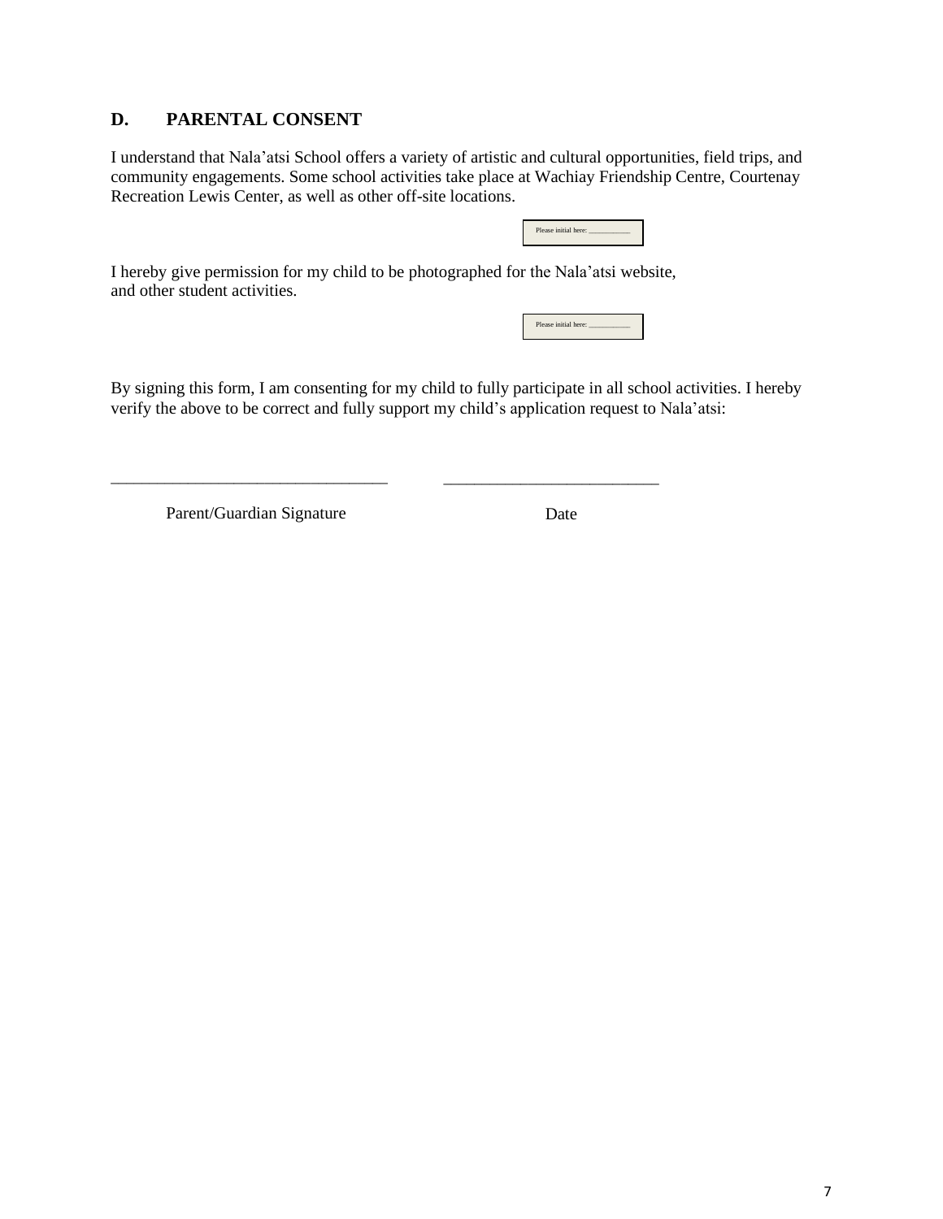## D. PARENTAL CONSENT

I understand that Nala'atsi School offers a variety of artistic and cultural opportunities, field trips, and community engagements. Some school activities take place at Wachiay Friendship Centre, Courtenay Recreation Lewis Center, as well as other off-site locations.

Please initial here: ___________

I hereby give permission for my child to be photographed for the Nala'atsi website, and other student activities.

Please initial here: ___________

By signing this form, I am consenting for my child to fully participate in all school activities. I hereby verify the above to be correct and fully support my child's application request to Nala'atsi:

__________________________________ __________________________

Parent/Guardian Signature Date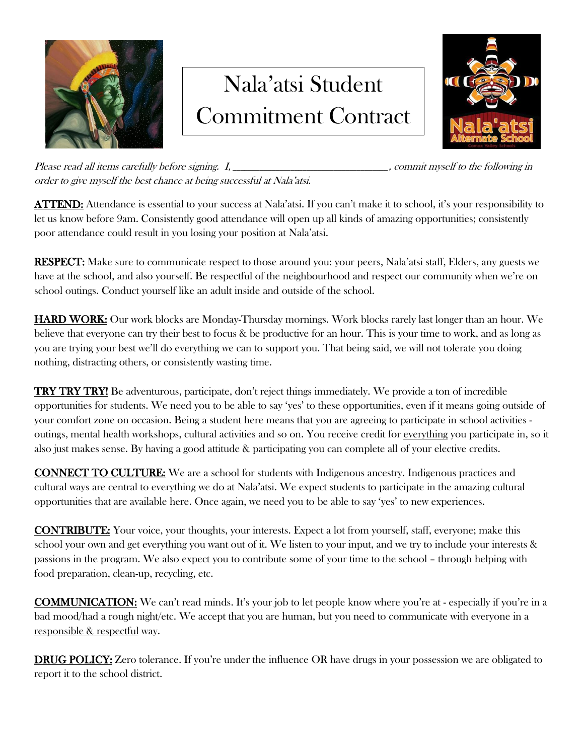# Nala'atsi Student Commitment Contract

*Please read all items carefully before signing. I, ________________________________, commit myself to the following in order to give myself the best chance at being successful at Nala'atsi.*

**ATTEND:** Attendance is essential to your success at Nala'atsi. If you can't make it to school, it's your responsibility to let us know before 9am. Consistently good attendance will open up all kinds of amazing opportunities; consistently poor attendance could result in you losing your position at Nala'atsi.

**RESPECT:** Make sure to communicate respect to those around you: your peers, Nala'atsi staff, Elders, any guests we have at the school, and also yourself. Be respectful of the neighbourhood and respect our community when we're on school outings. Conduct yourself like an adult inside and outside of the school.

**HARD WORK:** Our work blocks are Monday-Thursday mornings. Work blocks rarely last longer than an hour. We believe that everyone can try their best to focus & be productive for an hour. This is your time to work, and as long as you are trying your best we'll do everything we can to support you. That being said, we will not tolerate you doing nothing, distracting others, or consistently wasting time.

**TRY TRY TRY!** Be adventurous, participate, don't reject things immediately. We provide a ton of incredible opportunities for students. We need you to be able to say 'yes' to these opportunities, even if it means going outside of your comfort zone on occasion. Being a student here means that you are agreeing to participate in school activities - outings, mental health workshops, cultural activities and so on. You receive credit for <u>everything</u> you participate in, so it also just makes sense. By having a good attitude & participating you can complete all of your elective credits.

**CONNECT TO CULTURE:** We are a school for students with Indigenous ancestry. Indigenous practices and cultural ways are central to everything we do at Nala'atsi. We expect students to participate in the amazing cultural opportunities that are available here. Once again, we need you to be able to say 'yes' to new experiences.

**CONTRIBUTE:** Your voice, your thoughts, your interests. Expect a lot from yourself, staff, everyone; make this school your own and get everything you want out of it. We listen to your input, and we try to include your interests & passions in the program. We also expect you to contribute some of your time to the school – through helping with food preparation, clean-up, recycling, etc.

**COMMUNICATION:** We can't read minds. It's your job to let people know where you're at - especially if you're in a bad mood/had a rough night/etc. We accept that you are human, but you need to communicate with everyone in a <u>responsible & respectful</u> way.

**DRUG POLICY:** Zero tolerance. If you're under the influence OR have drugs in your possession we are obligated to report it to the school district.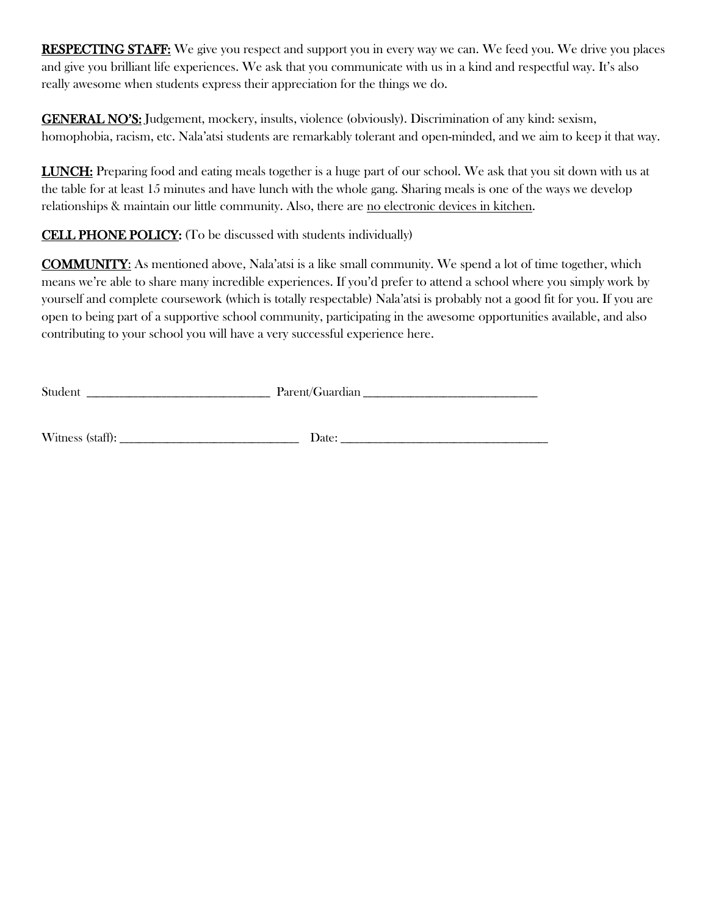**<u>RESPECTING STAFF:</u>** We give you respect and support you in every way we can. We feed you. We drive you places and give you brilliant life experiences. We ask that you communicate with us in a kind and respectful way. It's also really awesome when students express their appreciation for the things we do.

**<u>GENERAL NO'S:</u>** Judgement, mockery, insults, violence (obviously). Discrimination of any kind: sexism, homophobia, racism, etc. Nala'atsi students are remarkably tolerant and open-minded, and we aim to keep it that way.

**<u>LUNCH:</u>** Preparing food and eating meals together is a huge part of our school. We ask that you sit down with us at the table for at least 15 minutes and have lunch with the whole gang. Sharing meals is one of the ways we develop relationships & maintain our little community. Also, there are <u>no electronic devices in kitchen</u>.

**<u>CELL PHONE POLICY:</u>** (To be discussed with students individually)

**<u>COMMUNITY</u>**: As mentioned above, Nala'atsi is a like small community. We spend a lot of time together, which means we're able to share many incredible experiences. If you'd prefer to attend a school where you simply work by yourself and complete coursework (which is totally respectable) Nala'atsi is probably not a good fit for you. If you are open to being part of a supportive school community, participating in the awesome opportunities available, and also contributing to your school you will have a very successful experience here.

Student ______________________________ Parent/Guardian ______________________________

Witness (staff): ______________________________ Date: ____________________________________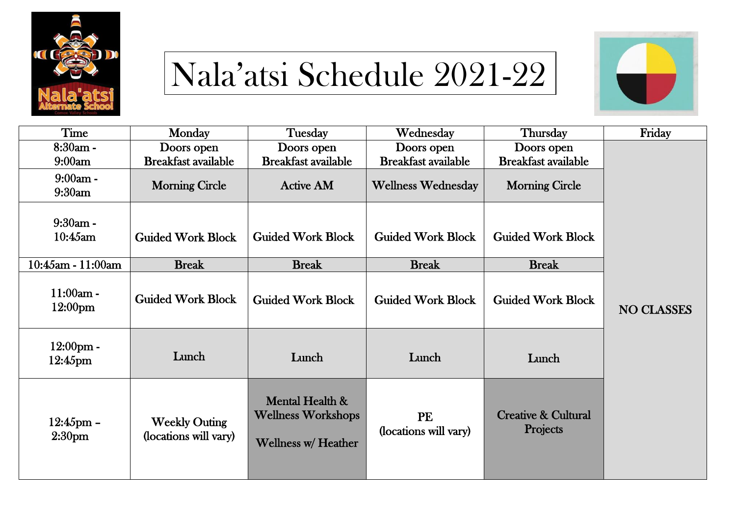# Nala'atsi Schedule 2021-22

| Time | Monday | Tuesday | Wednesday | Thursday | Friday |
|---|---|---|---|---|---|
| 8:30am - 9:00am | Doors open Breakfast available | Doors open Breakfast available | Doors open Breakfast available | Doors open Breakfast available | NO CLASSES |
| 9:00am - 9:30am | Morning Circle | Active AM | Wellness Wednesday | Morning Circle | |
| 9:30am - 10:45am | Guided Work Block | Guided Work Block | Guided Work Block | Guided Work Block | |
| 10:45am - 11:00am | Break | Break | Break | Break | |
| 11:00am - 12:00pm | Guided Work Block | Guided Work Block | Guided Work Block | Guided Work Block | |
| 12:00pm - 12:45pm | Lunch | Lunch | Lunch | Lunch | |
| 12:45pm – 2:30pm | Weekly Outing (locations will vary) | Mental Health & Wellness Workshops<br><br>Wellness w/ Heather | PE (locations will vary) | Creative & Cultural Projects | |